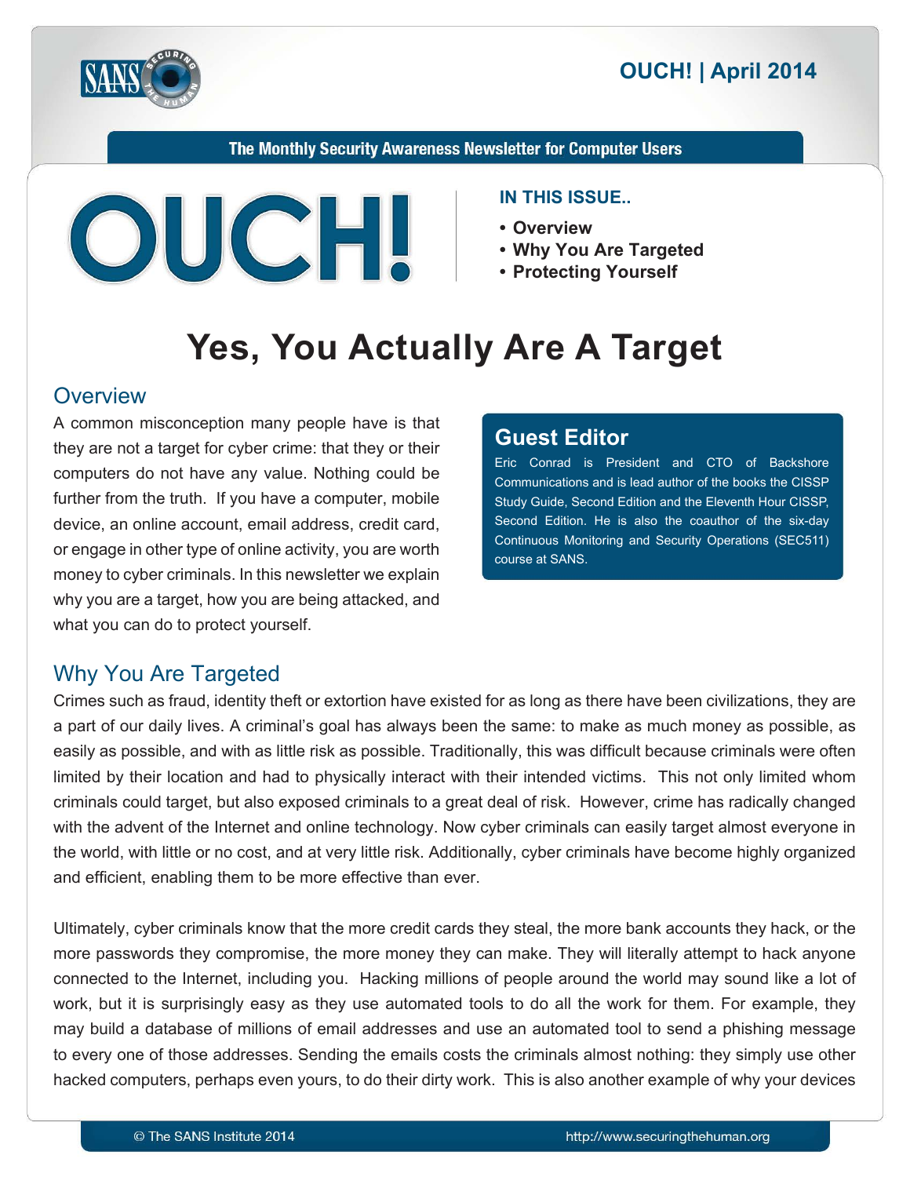# Yes, You Actually Are A Target

The Monthly Security Awareness Newsletter for Computer Users

OUCH! | April 2014

**IN THIS ISSUE..**

- **Overview**
- **Why You Are Targeted**
- **Protecting Yourself**

## Overview

A common misconception many people have is that they are not a target for cyber crime: that they or their computers do not have any value. Nothing could be further from the truth. If you have a computer, mobile device, an online account, email address, credit card, or engage in other type of online activity, you are worth money to cyber criminals. In this newsletter we explain why you are a target, how you are being attacked, and what you can do to protect yourself.

### Guest Editor

Eric Conrad is President and CTO of Backshore Communications and is lead author of the books the CISSP Study Guide, Second Edition and the Eleventh Hour CISSP, Second Edition. He is also the coauthor of the six-day Continuous Monitoring and Security Operations (SEC511) course at SANS.

## Why You Are Targeted

Crimes such as fraud, identity theft or extortion have existed for as long as there have been civilizations, they are a part of our daily lives. A criminal's goal has always been the same: to make as much money as possible, as easily as possible, and with as little risk as possible. Traditionally, this was difficult because criminals were often limited by their location and had to physically interact with their intended victims. This not only limited whom criminals could target, but also exposed criminals to a great deal of risk. However, crime has radically changed with the advent of the Internet and online technology. Now cyber criminals can easily target almost everyone in the world, with little or no cost, and at very little risk. Additionally, cyber criminals have become highly organized and efficient, enabling them to be more effective than ever.

Ultimately, cyber criminals know that the more credit cards they steal, the more bank accounts they hack, or the more passwords they compromise, the more money they can make. They will literally attempt to hack anyone connected to the Internet, including you. Hacking millions of people around the world may sound like a lot of work, but it is surprisingly easy as they use automated tools to do all the work for them. For example, they may build a database of millions of email addresses and use an automated tool to send a phishing message to every one of those addresses. Sending the emails costs the criminals almost nothing: they simply use other hacked computers, perhaps even yours, to do their dirty work. This is also another example of why your devices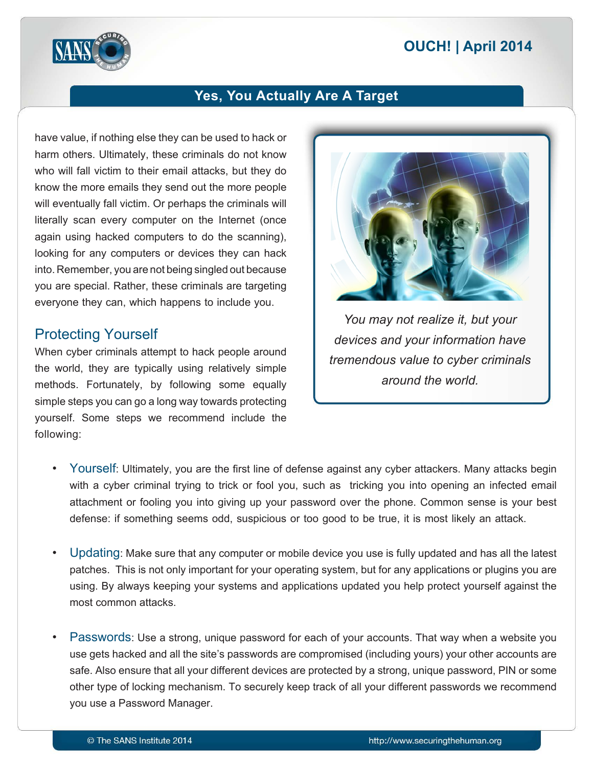have value, if nothing else they can be used to hack or harm others. Ultimately, these criminals do not know who will fall victim to their email attacks, but they do know the more emails they send out the more people will eventually fall victim. Or perhaps the criminals will literally scan every computer on the Internet (once again using hacked computers to do the scanning), looking for any computers or devices they can hack into. Remember, you are not being singled out because you are special. Rather, these criminals are targeting everyone they can, which happens to include you.

*You may not realize it, but your devices and your information have tremendous value to cyber criminals around the world.*

## Protecting Yourself

When cyber criminals attempt to hack people around the world, they are typically using relatively simple methods. Fortunately, by following some equally simple steps you can go a long way towards protecting yourself. Some steps we recommend include the following:

- Yourself: Ultimately, you are the first line of defense against any cyber attackers. Many attacks begin with a cyber criminal trying to trick or fool you, such as tricking you into opening an infected email attachment or fooling you into giving up your password over the phone. Common sense is your best defense: if something seems odd, suspicious or too good to be true, it is most likely an attack.

- Updating: Make sure that any computer or mobile device you use is fully updated and has all the latest patches. This is not only important for your operating system, but for any applications or plugins you are using. By always keeping your systems and applications updated you help protect yourself against the most common attacks.

- Passwords: Use a strong, unique password for each of your accounts. That way when a website you use gets hacked and all the site's passwords are compromised (including yours) your other accounts are safe. Also ensure that all your different devices are protected by a strong, unique password, PIN or some other type of locking mechanism. To securely keep track of all your different passwords we recommend you use a Password Manager.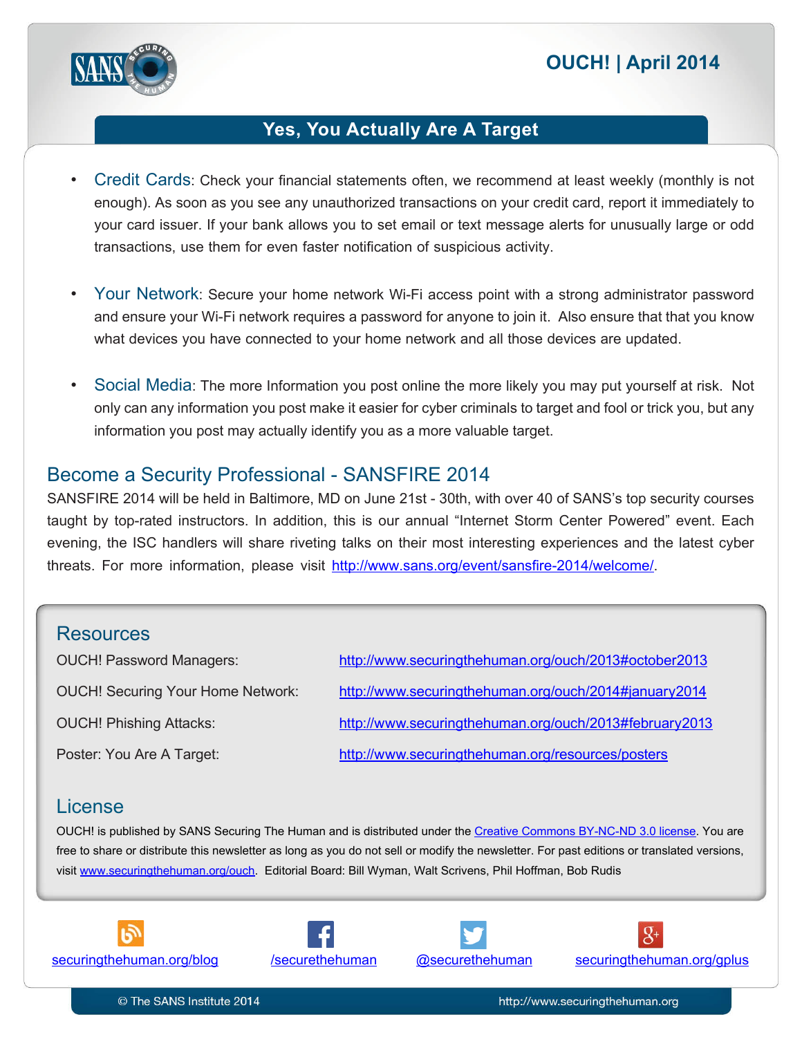## Yes, You Actually Are A Target

- Credit Cards: Check your financial statements often, we recommend at least weekly (monthly is not enough). As soon as you see any unauthorized transactions on your credit card, report it immediately to your card issuer. If your bank allows you to set email or text message alerts for unusually large or odd transactions, use them for even faster notification of suspicious activity.
- Your Network: Secure your home network Wi-Fi access point with a strong administrator password and ensure your Wi-Fi network requires a password for anyone to join it. Also ensure that that you know what devices you have connected to your home network and all those devices are updated.
- Social Media: The more Information you post online the more likely you may put yourself at risk. Not only can any information you post make it easier for cyber criminals to target and fool or trick you, but any information you post may actually identify you as a more valuable target.

## Become a Security Professional - SANSFIRE 2014

SANSFIRE 2014 will be held in Baltimore, MD on June 21st - 30th, with over 40 of SANS's top security courses taught by top-rated instructors. In addition, this is our annual "Internet Storm Center Powered" event. Each evening, the ISC handlers will share riveting talks on their most interesting experiences and the latest cyber threats. For more information, please visit http://www.sans.org/event/sansfire-2014/welcome/.

## Resources

| | |
|---|---|
| OUCH! Password Managers: | http://www.securingthehuman.org/ouch/2013#october2013 |
| OUCH! Securing Your Home Network: | http://www.securingthehuman.org/ouch/2014#january2014 |
| OUCH! Phishing Attacks: | http://www.securingthehuman.org/ouch/2013#february2013 |
| Poster: You Are A Target: | http://www.securingthehuman.org/resources/posters |

## License

OUCH! is published by SANS Securing The Human and is distributed under the Creative Commons BY-NC-ND 3.0 license. You are free to share or distribute this newsletter as long as you do not sell or modify the newsletter. For past editions or translated versions, visit www.securingthehuman.org/ouch. Editorial Board: Bill Wyman, Walt Scrivens, Phil Hoffman, Bob Rudis

securingthehuman.org/blog | /securethehuman | @securethehuman | securingthehuman.org/gplus

© The SANS Institute 2014 http://www.securingthehuman.org